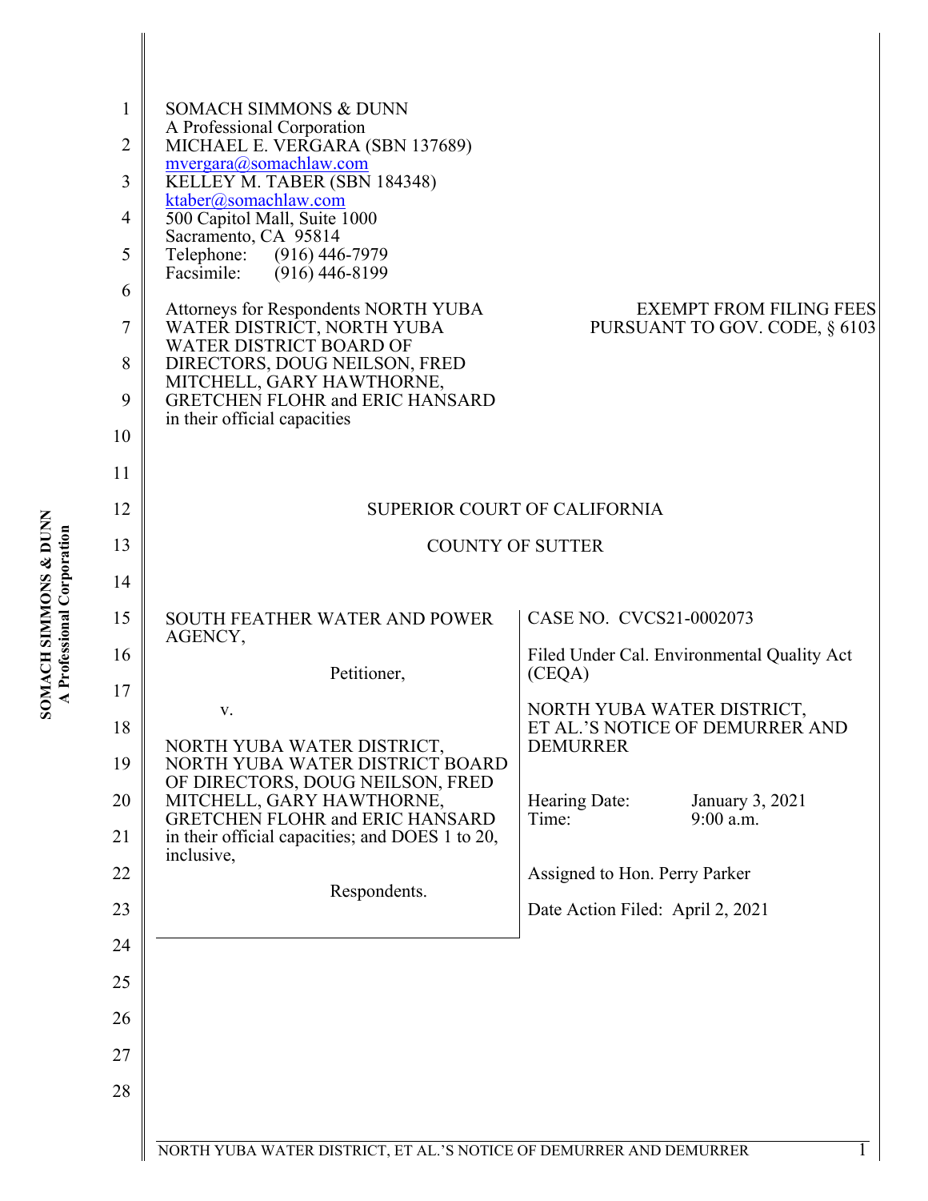SOMACH SIMMONS & DUNN
A Professional Corporation
MICHAEL E. VERGARA (SBN 137689)
mvergara@somachlaw.com
KELLEY M. TABER (SBN 184348)
ktaber@somachlaw.com
500 Capitol Mall, Suite 1000
Sacramento, CA 95814
Telephone: (916) 446-7979
Facsimile: (916) 446-8199

Attorneys for Respondents NORTH YUBA WATER DISTRICT, NORTH YUBA WATER DISTRICT BOARD OF DIRECTORS, DOUG NEILSON, FRED MITCHELL, GARY HAWTHORNE, GRETCHEN FLOHR and ERIC HANSARD in their official capacities

EXEMPT FROM FILING FEES PURSUANT TO GOV. CODE, § 6103

SUPERIOR COURT OF CALIFORNIA

COUNTY OF SUTTER

| | |
|---|---|
| SOUTH FEATHER WATER AND POWER AGENCY,<br><br>Petitioner,<br><br>v.<br><br>NORTH YUBA WATER DISTRICT, NORTH YUBA WATER DISTRICT BOARD OF DIRECTORS, DOUG NEILSON, FRED MITCHELL, GARY HAWTHORNE, GRETCHEN FLOHR and ERIC HANSARD in their official capacities; and DOES 1 to 20, inclusive,<br><br>Respondents. | CASE NO. CVCS21-0002073<br><br>Filed Under Cal. Environmental Quality Act (CEQA)<br><br>NORTH YUBA WATER DISTRICT, ET AL.'S NOTICE OF DEMURRER AND DEMURRER<br><br>Hearing Date: January 3, 2021<br>Time: 9:00 a.m.<br><br>Assigned to Hon. Perry Parker<br><br>Date Action Filed: April 2, 2021 |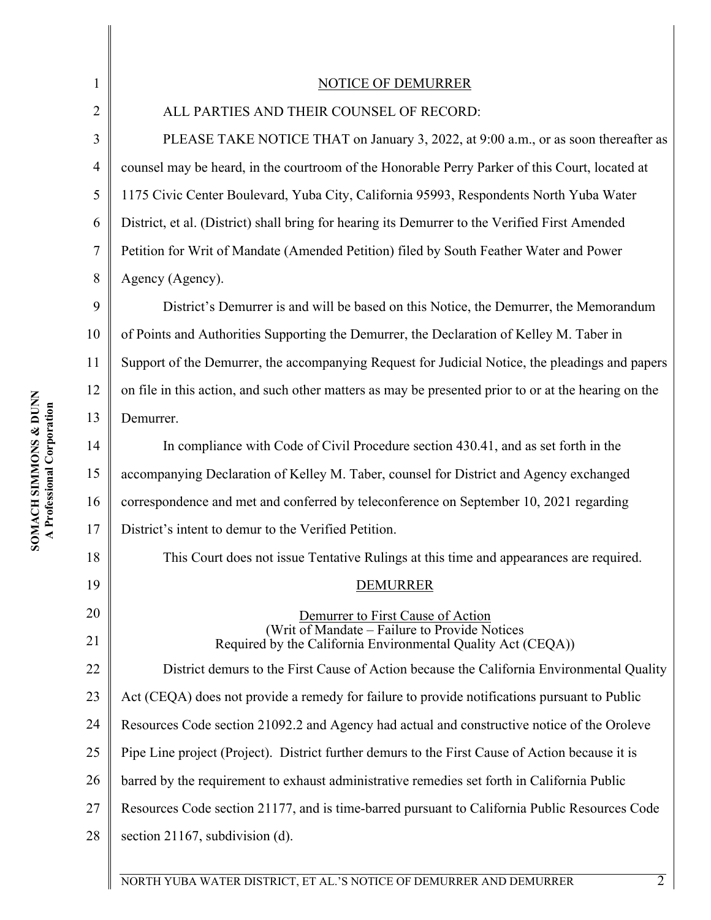## NOTICE OF DEMURRER

ALL PARTIES AND THEIR COUNSEL OF RECORD:

PLEASE TAKE NOTICE THAT on January 3, 2022, at 9:00 a.m., or as soon thereafter as counsel may be heard, in the courtroom of the Honorable Perry Parker of this Court, located at 1175 Civic Center Boulevard, Yuba City, California 95993, Respondents North Yuba Water District, et al. (District) shall bring for hearing its Demurrer to the Verified First Amended Petition for Writ of Mandate (Amended Petition) filed by South Feather Water and Power Agency (Agency).

District's Demurrer is and will be based on this Notice, the Demurrer, the Memorandum of Points and Authorities Supporting the Demurrer, the Declaration of Kelley M. Taber in Support of the Demurrer, the accompanying Request for Judicial Notice, the pleadings and papers on file in this action, and such other matters as may be presented prior to or at the hearing on the Demurrer.

In compliance with Code of Civil Procedure section 430.41, and as set forth in the accompanying Declaration of Kelley M. Taber, counsel for District and Agency exchanged correspondence and met and conferred by teleconference on September 10, 2021 regarding District's intent to demur to the Verified Petition.

This Court does not issue Tentative Rulings at this time and appearances are required.

## DEMURRER

### Demurrer to First Cause of Action

(Writ of Mandate – Failure to Provide Notices Required by the California Environmental Quality Act (CEQA))

District demurs to the First Cause of Action because the California Environmental Quality Act (CEQA) does not provide a remedy for failure to provide notifications pursuant to Public Resources Code section 21092.2 and Agency had actual and constructive notice of the Oroleve Pipe Line project (Project). District further demurs to the First Cause of Action because it is barred by the requirement to exhaust administrative remedies set forth in California Public Resources Code section 21177, and is time-barred pursuant to California Public Resources Code section 21167, subdivision (d).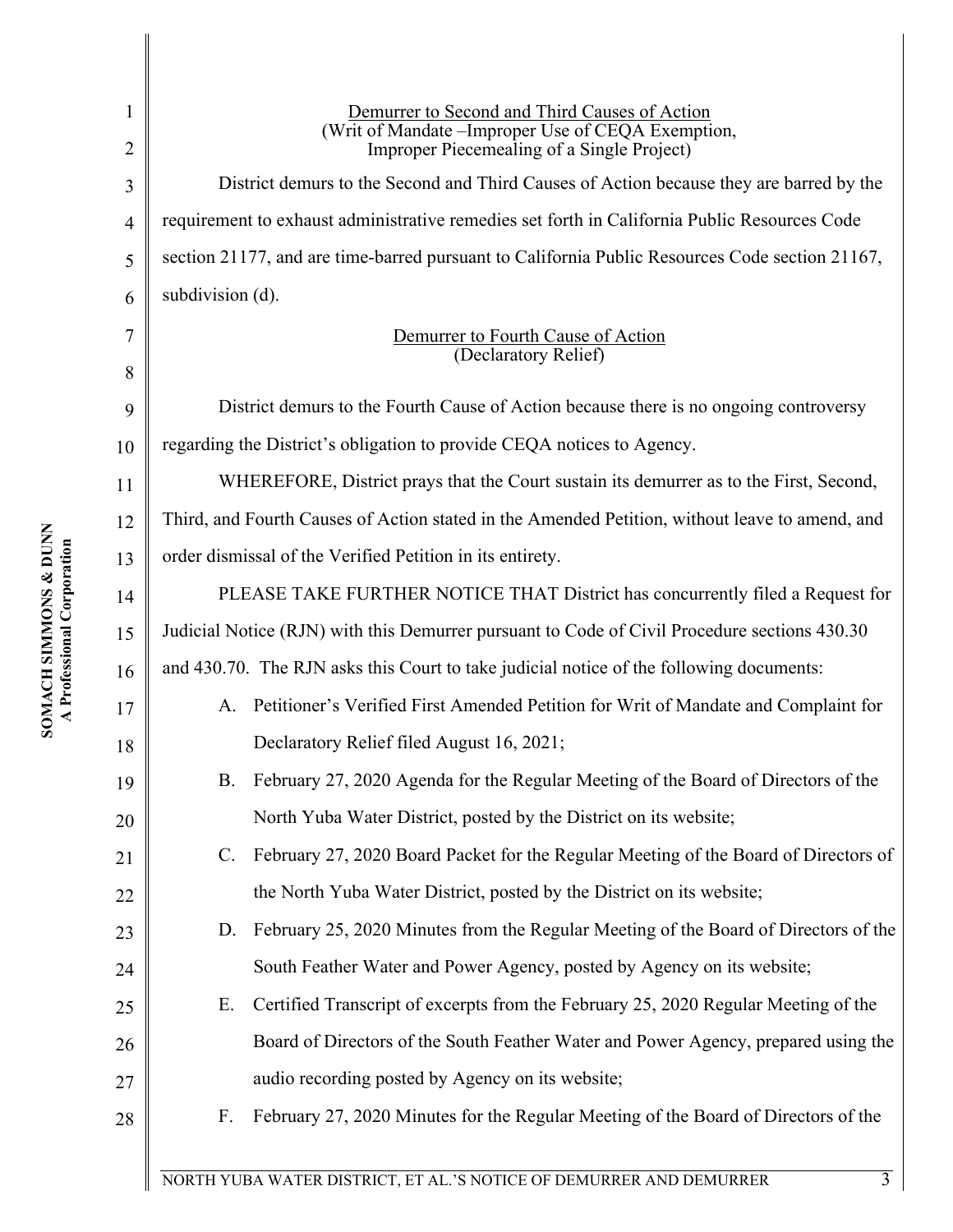Demurrer to Second and Third Causes of Action
(Writ of Mandate –Improper Use of CEQA Exemption,
Improper Piecemealing of a Single Project)

District demurs to the Second and Third Causes of Action because they are barred by the requirement to exhaust administrative remedies set forth in California Public Resources Code section 21177, and are time-barred pursuant to California Public Resources Code section 21167, subdivision (d).

Demurrer to Fourth Cause of Action
(Declaratory Relief)

District demurs to the Fourth Cause of Action because there is no ongoing controversy regarding the District's obligation to provide CEQA notices to Agency.

WHEREFORE, District prays that the Court sustain its demurrer as to the First, Second, Third, and Fourth Causes of Action stated in the Amended Petition, without leave to amend, and order dismissal of the Verified Petition in its entirety.

PLEASE TAKE FURTHER NOTICE THAT District has concurrently filed a Request for Judicial Notice (RJN) with this Demurrer pursuant to Code of Civil Procedure sections 430.30 and 430.70. The RJN asks this Court to take judicial notice of the following documents:

A. Petitioner's Verified First Amended Petition for Writ of Mandate and Complaint for Declaratory Relief filed August 16, 2021;

B. February 27, 2020 Agenda for the Regular Meeting of the Board of Directors of the North Yuba Water District, posted by the District on its website;

C. February 27, 2020 Board Packet for the Regular Meeting of the Board of Directors of the North Yuba Water District, posted by the District on its website;

D. February 25, 2020 Minutes from the Regular Meeting of the Board of Directors of the South Feather Water and Power Agency, posted by Agency on its website;

E. Certified Transcript of excerpts from the February 25, 2020 Regular Meeting of the Board of Directors of the South Feather Water and Power Agency, prepared using the audio recording posted by Agency on its website;

F. February 27, 2020 Minutes for the Regular Meeting of the Board of Directors of the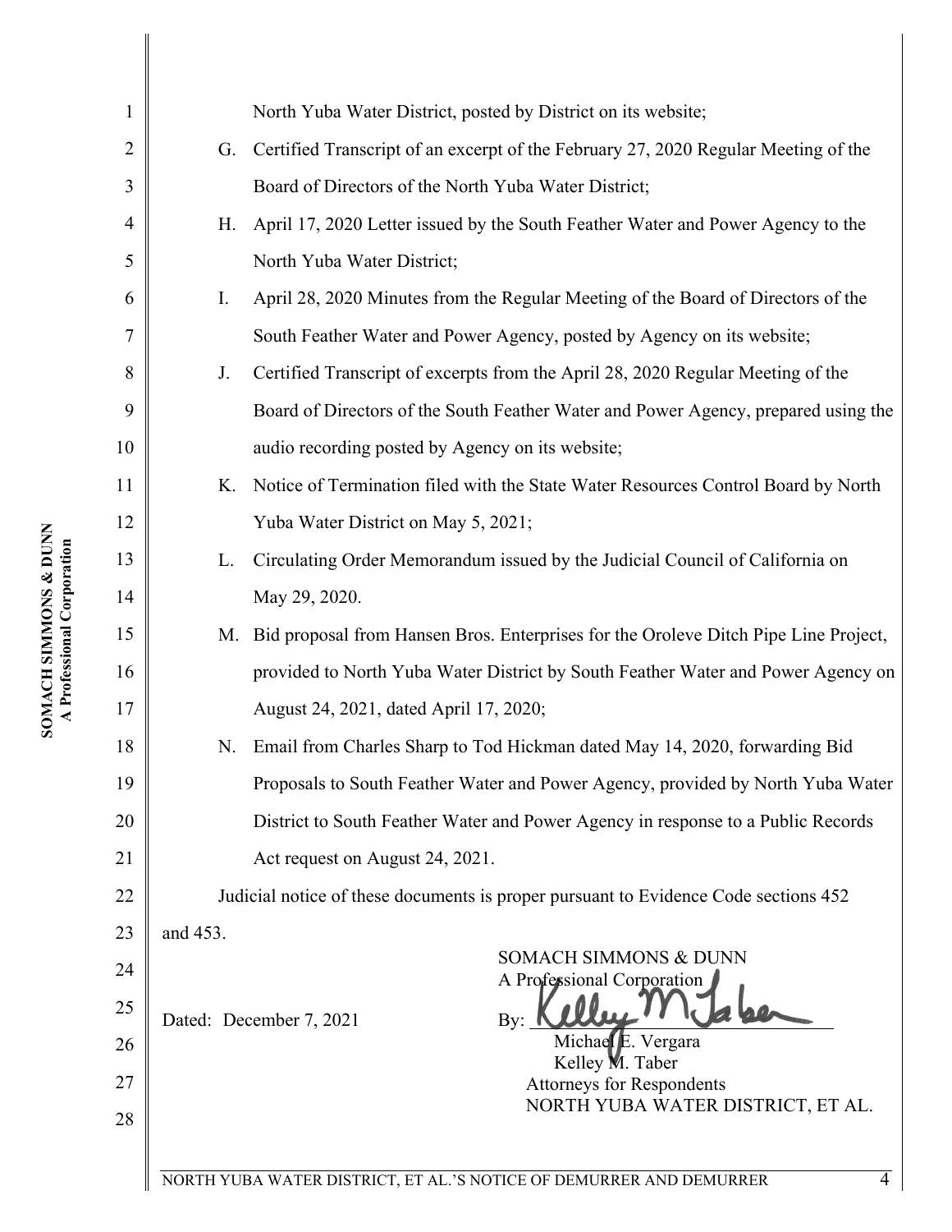North Yuba Water District, posted by District on its website;

G. Certified Transcript of an excerpt of the February 27, 2020 Regular Meeting of the Board of Directors of the North Yuba Water District;

H. April 17, 2020 Letter issued by the South Feather Water and Power Agency to the North Yuba Water District;

I. April 28, 2020 Minutes from the Regular Meeting of the Board of Directors of the South Feather Water and Power Agency, posted by Agency on its website;

J. Certified Transcript of excerpts from the April 28, 2020 Regular Meeting of the Board of Directors of the South Feather Water and Power Agency, prepared using the audio recording posted by Agency on its website;

K. Notice of Termination filed with the State Water Resources Control Board by North Yuba Water District on May 5, 2021;

L. Circulating Order Memorandum issued by the Judicial Council of California on May 29, 2020.

M. Bid proposal from Hansen Bros. Enterprises for the Oroleve Ditch Pipe Line Project, provided to North Yuba Water District by South Feather Water and Power Agency on August 24, 2021, dated April 17, 2020;

N. Email from Charles Sharp to Tod Hickman dated May 14, 2020, forwarding Bid Proposals to South Feather Water and Power Agency, provided by North Yuba Water District to South Feather Water and Power Agency in response to a Public Records Act request on August 24, 2021.

Judicial notice of these documents is proper pursuant to Evidence Code sections 452 and 453.

Dated: December 7, 2021

SOMACH SIMMONS & DUNN
A Professional Corporation

By: 

Michael E. Vergara
Kelley M. Taber
Attorneys for Respondents
NORTH YUBA WATER DISTRICT, ET AL.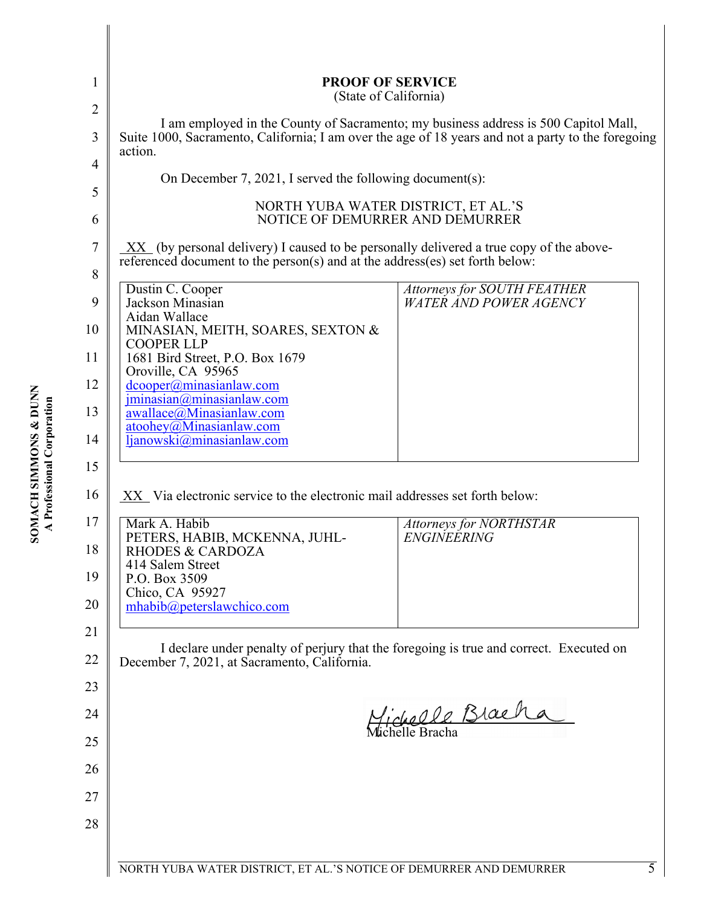**PROOF OF SERVICE**
(State of California)

I am employed in the County of Sacramento; my business address is 500 Capitol Mall, Suite 1000, Sacramento, California; I am over the age of 18 years and not a party to the foregoing action.

On December 7, 2021, I served the following document(s):

NORTH YUBA WATER DISTRICT, ET AL.'S
NOTICE OF DEMURRER AND DEMURRER

XX (by personal delivery) I caused to be personally delivered a true copy of the above-referenced document to the person(s) and at the address(es) set forth below:

| | |
|---|---|
| Dustin C. Cooper<br>Jackson Minasian<br>Aidan Wallace<br>MINASIAN, MEITH, SOARES, SEXTON & COOPER LLP<br>1681 Bird Street, P.O. Box 1679<br>Oroville, CA 95965<br>dcooper@minasianlaw.com<br>jminasian@minasianlaw.com<br>awallace@Minasianlaw.com<br>atoohey@Minasianlaw.com<br>ljanowski@minasianlaw.com | *Attorneys for SOUTH FEATHER WATER AND POWER AGENCY* |

XX Via electronic service to the electronic mail addresses set forth below:

| | |
|---|---|
| Mark A. Habib<br>PETERS, HABIB, MCKENNA, JUHL-RHODES & CARDOZA<br>414 Salem Street<br>P.O. Box 3509<br>Chico, CA 95927<br>mhabib@peterslawchico.com | *Attorneys for NORTHSTAR ENGINEERING* |

I declare under penalty of perjury that the foregoing is true and correct. Executed on December 7, 2021, at Sacramento, California.

Michelle Bracha
Michelle Bracha